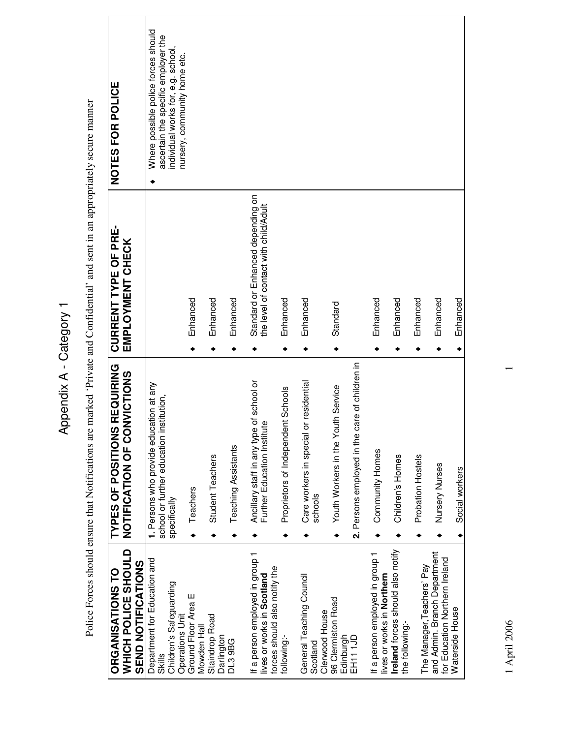# Appendix A - Category 1

Police Forces should ensure that Notifications are marked 'Private and Confidential' and sent in an appropriately secure manner

| ORGANISATIONS TO WHICH POLICE SHOULD SEND NOTIFICATIONS | TYPES OF POSITIONS REQUIRING NOTIFICATION OF CONVICTIONS | CURRENT TYPE OF PRE-EMPLOYMENT CHECK | NOTES FOR POLICE |
|---|---|---|---|
| Department for Education and Skills<br>Children's Safeguarding Operations Unit<br>Ground Floor Area E<br>Mowden Hall<br>Staindrop Road<br>Darlington<br>DL3 9BG | **1.** Persons who provide education at any school or further education institution, specifically | | ◆ Where possible police forces should ascertain the specific employer the individual works for, e.g. school, nursery, community home etc. |
| | ◆ Teachers | ◆ Enhanced | |
| | ◆ Student Teachers | ◆ Enhanced | |
| | ◆ Teaching Assistants | ◆ Enhanced | |
| If a person employed in group 1 lives or works in **Scotland** forces should also notify the following:- | ◆ Ancillary staff in any type of school or Further Education Institute | ◆ Standard or Enhanced depending on the level of contact with child/Adult | |
| | ◆ Proprietors of Independent Schools | ◆ Enhanced | |
| General Teaching Council Scotland<br>Clerwood House<br>96 Clermiston Road<br>Edinburgh<br>EH11 1JD | ◆ Care workers in special or residential schools | ◆ Enhanced | |
| | ◆ Youth Workers in the Youth Service | ◆ Standard | |
| | **2.** Persons employed in the care of children in | | |
| If a person employed in group 1 lives or works in **Northern Ireland** forces should also notify the following:- | ◆ Community Homes | ◆ Enhanced | |
| | ◆ Children's Homes | ◆ Enhanced | |
| The Manager, Teachers' Pay and Admin. Branch Department for Education Northern Ireland<br>Waterside House | ◆ Probation Hostels | ◆ Enhanced | |
| | ◆ Nursery Nurses | ◆ Enhanced | |
| | ◆ Social workers | ◆ Enhanced | |

1 April 2006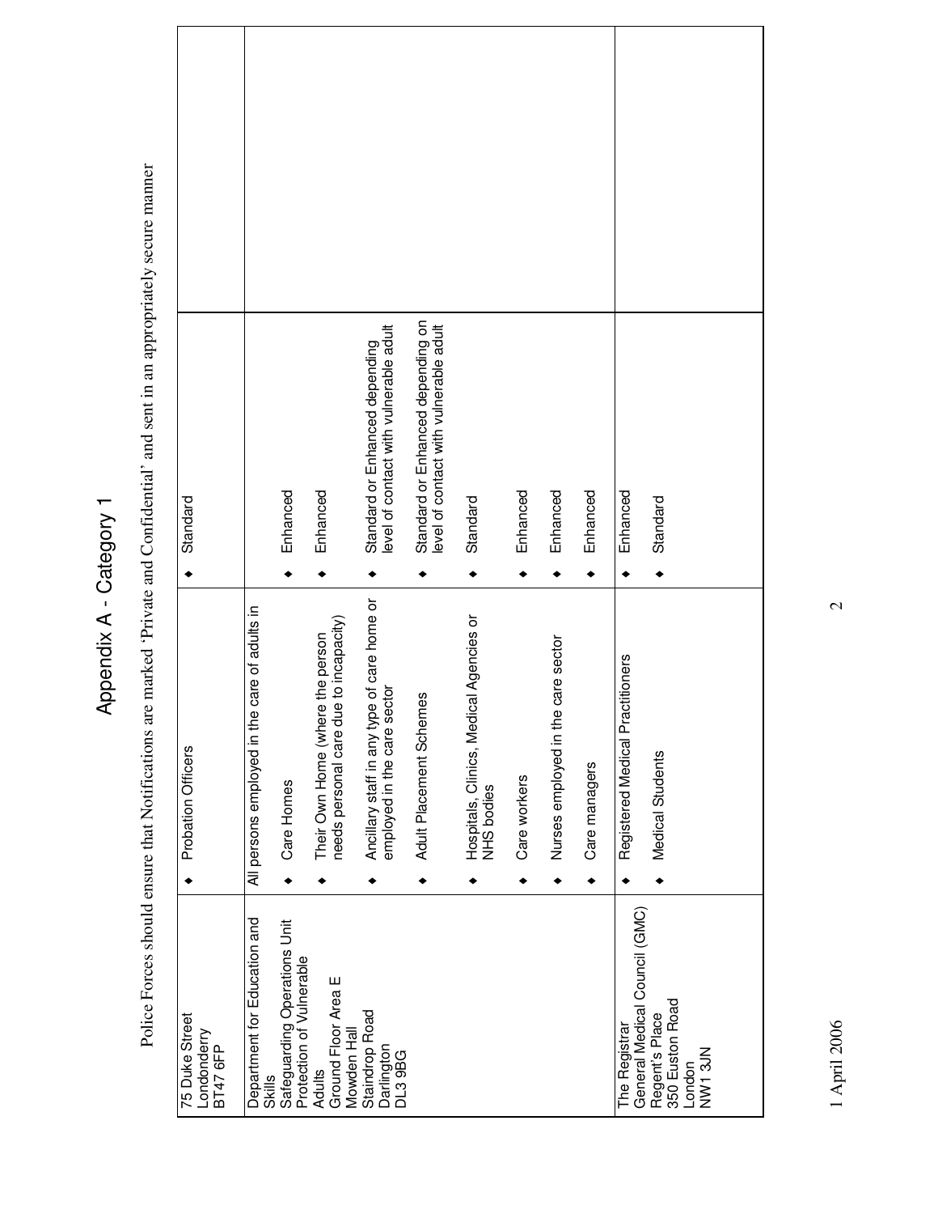# Appendix A - Category 1

Police Forces should ensure that Notifications are marked 'Private and Confidential' and sent in an appropriately secure manner

| | | | |
|---|---|---|---|
| 75 Duke Street<br>Londonderry<br>BT47 6FP | ◆ Probation Officers | ◆ Standard | |
| Department for Education and Skills<br>Safeguarding Operations Unit<br>Protection of Vulnerable Adults<br>Ground Floor Area E<br>Mowden Hall<br>Staindrop Road<br>Darlington<br>DL3 9BG | All persons employed in the care of adults in<br>◆ Care Homes<br>◆ Their Own Home (where the person needs personal care due to incapacity)<br>◆ Ancillary staff in any type of care home or employed in the care sector<br>◆ Adult Placement Schemes<br>◆ Hospitals, Clinics, Medical Agencies or NHS bodies<br>◆ Care workers<br>◆ Nurses employed in the care sector<br>◆ Care managers | ◆ Enhanced<br>◆ Enhanced<br>◆ Standard or Enhanced depending level of contact with vulnerable adult<br>◆ Standard or Enhanced depending on level of contact with vulnerable adult<br>◆ Standard<br>◆ Enhanced<br>◆ Enhanced<br>◆ Enhanced | |
| The Registrar<br>General Medical Council (GMC)<br>Regent's Place<br>350 Euston Road<br>London<br>NW1 3JN | ◆ Registered Medical Practitioners<br>◆ Medical Students | ◆ Enhanced<br>◆ Standard | |

1 April 2006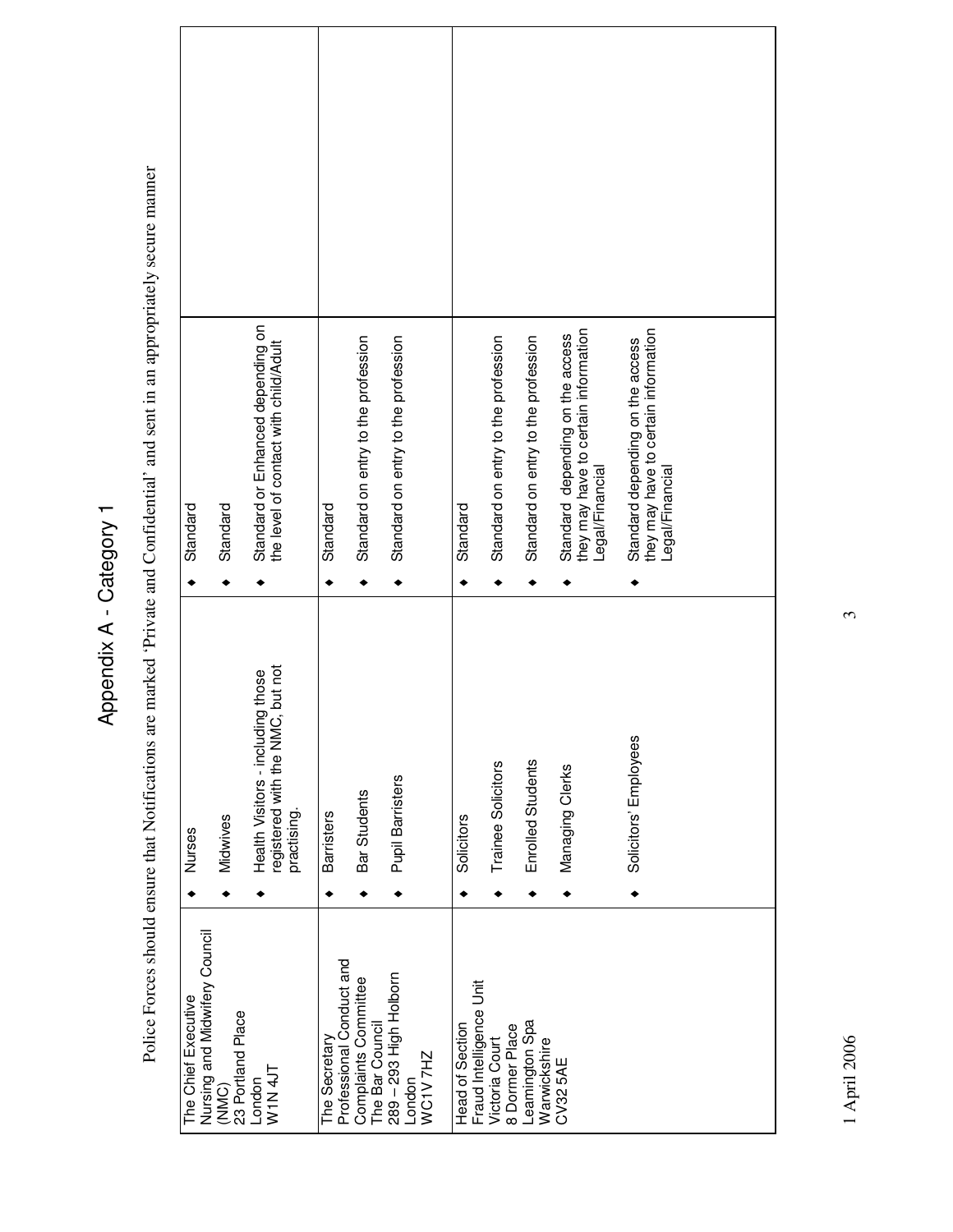# Appendix A - Category 1

Police Forces should ensure that Notifications are marked 'Private and Confidential' and sent in an appropriately secure manner

| | | | |
|---|---|---|---|
| The Chief Executive<br>Nursing and Midwifery Council (NMC)<br>23 Portland Place<br>London<br>W1N 4JT | ♦ Nurses<br>♦ Midwives<br>♦ Health Visitors - including those registered with the NMC, but not practising. | ♦ Standard<br>♦ Standard<br>♦ Standard or Enhanced depending on the level of contact with child/Adult | |
| The Secretary<br>Professional Conduct and Complaints Committee<br>The Bar Council<br>289 – 293 High Holborn<br>London<br>WC1V 7HZ | ♦ Barristers<br>♦ Bar Students<br>♦ Pupil Barristers | ♦ Standard<br>♦ Standard on entry to the profession<br>♦ Standard on entry to the profession | |
| Head of Section<br>Fraud Intelligence Unit<br>Victoria Court<br>8 Dormer Place<br>Leamington Spa<br>Warwickshire<br>CV32 5AE | ♦ Solicitors<br>♦ Trainee Solicitors<br>♦ Enrolled Students<br>♦ Managing Clerks<br>♦ Solicitors' Employees | ♦ Standard<br>♦ Standard on entry to the profession<br>♦ Standard on entry to the profession<br>♦ Standard depending on the access they may have to certain information Legal/Financial<br>♦ Standard depending on the access they may have to certain information Legal/Financial | |

1 April 2006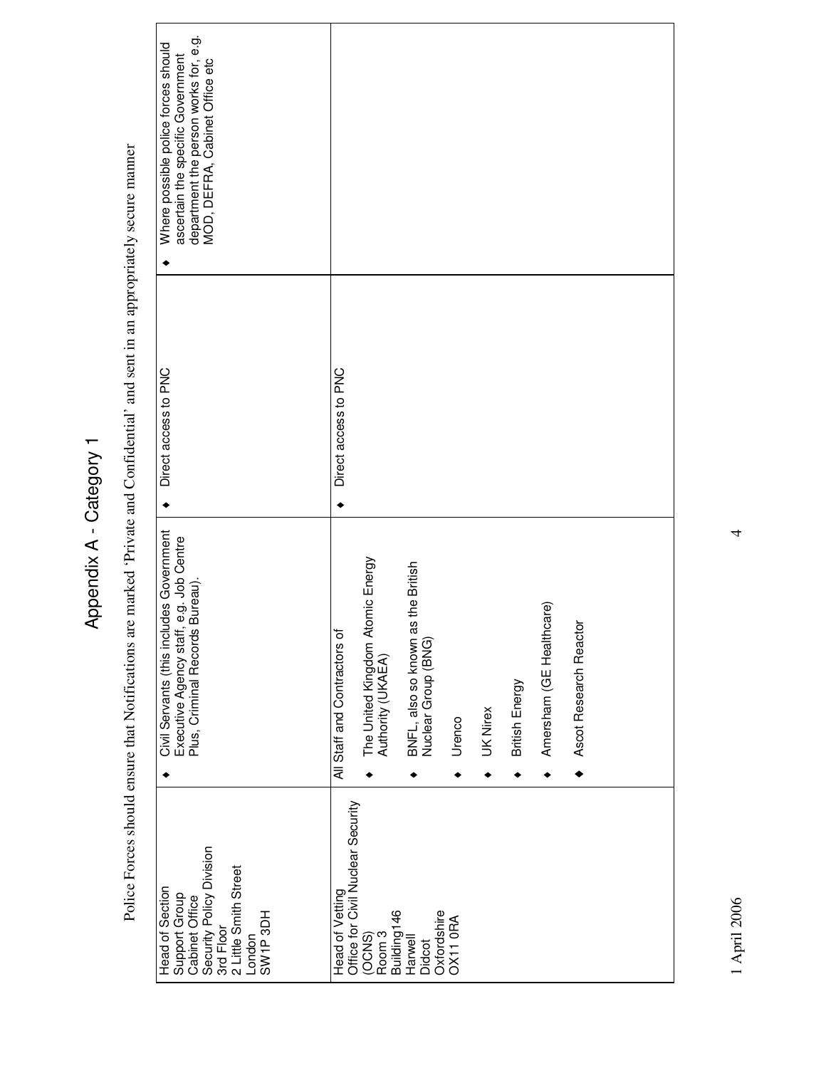# Appendix A - Category 1

Police Forces should ensure that Notifications are marked 'Private and Confidential' and sent in an appropriately secure manner

| | | | |
|---|---|---|---|
| Head of Section<br>Support Group<br>Cabinet Office<br>Security Policy Division<br>3rd Floor<br>2 Little Smith Street<br>London<br>SW1P 3DH | ◆ Civil Servants (this includes Government Executive Agency staff, e.g. Job Centre Plus, Criminal Records Bureau). | ◆ Direct access to PNC | ◆ Where possible police forces should ascertain the specific Government department the person works for, e.g. MOD, DEFRA, Cabinet Office etc |
| Head of Vetting<br>Office for Civil Nuclear Security (OCNS)<br>Room 3<br>Building146<br>Harwell<br>Didcot<br>Oxfordshire<br>OX11 0RA | All Staff and Contractors of<br>◆ The United Kingdom Atomic Energy Authority (UKAEA)<br>◆ BNFL, also so known as the British Nuclear Group (BNG)<br>◆ Urenco<br>◆ UK Nirex<br>◆ British Energy<br>◆ Amersham (GE Healthcare)<br>◆ Ascot Research Reactor | ◆ Direct access to PNC | |

1 April 2006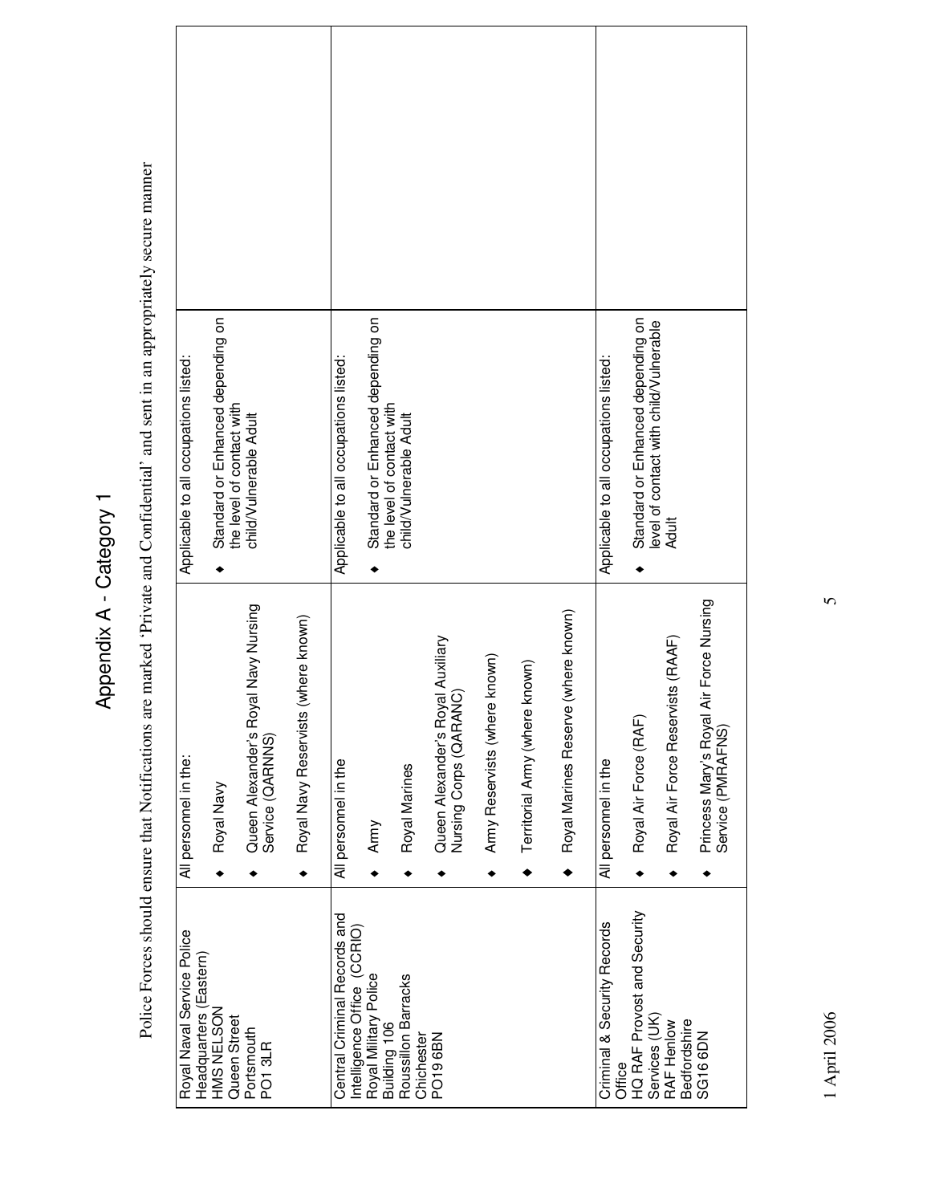# Appendix A - Category 1

Police Forces should ensure that Notifications are marked 'Private and Confidential' and sent in an appropriately secure manner

| | | | |
|---|---|---|---|
| Royal Naval Service Police Headquarters (Eastern)<br>HMS NELSON<br>Queen Street<br>Portsmouth<br>PO1 3LR | All personnel in the:<br>◆ Royal Navy<br>◆ Queen Alexander's Royal Navy Nursing Service (QARNNS)<br>◆ Royal Navy Reservists (where known) | Applicable to all occupations listed:<br>◆ Standard or Enhanced depending on the level of contact with child/Vulnerable Adult | |
| Central Criminal Records and Intelligence Office (CCRIO)<br>Royal Military Police<br>Building 106<br>Roussillon Barracks<br>Chichester<br>PO19 6BN | All personnel in the<br>◆ Army<br>◆ Royal Marines<br>◆ Queen Alexander's Royal Auxiliary Nursing Corps (QARANC)<br>◆ Army Reservists (where known)<br>◆ Territorial Army (where known)<br>◆ Royal Marines Reserve (where known) | Applicable to all occupations listed:<br>◆ Standard or Enhanced depending on the level of contact with child/Vulnerable Adult | |
| Criminal & Security Records Office<br>HQ RAF Provost and Security Services (UK)<br>RAF Henlow<br>Bedfordshire<br>SG16 6DN | All personnel in the<br>◆ Royal Air Force (RAF)<br>◆ Royal Air Force Reservists (RAAF)<br>◆ Princess Mary's Royal Air Force Nursing Service (PMRAFNS) | Applicable to all occupations listed:<br>◆ Standard or Enhanced depending on level of contact with child/Vulnerable Adult | |

1 April 2006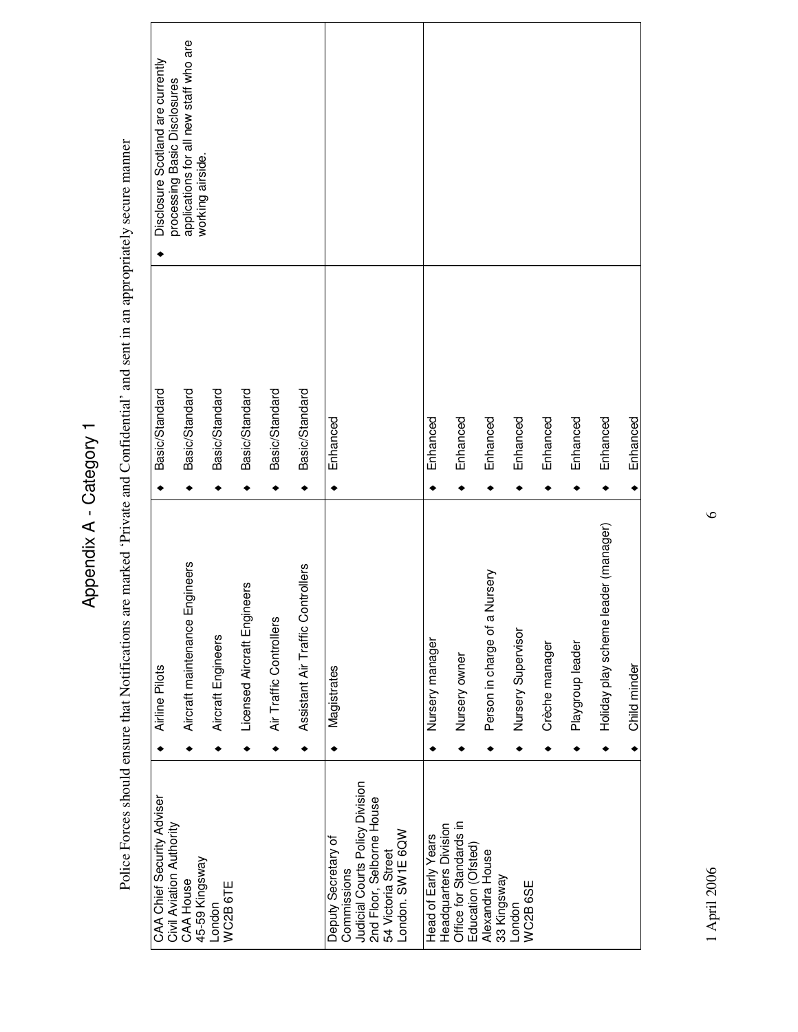# Appendix A - Category 1

Police Forces should ensure that Notifications are marked 'Private and Confidential' and sent in an appropriately secure manner

| | | | |
|---|---|---|---|
| CAA Chief Security Adviser<br>Civil Aviation Authority<br>CAA House<br>45-59 Kingsway<br>London<br>WC2B 6TE | ◆ Airline Pilots<br>◆ Aircraft maintenance Engineers<br>◆ Aircraft Engineers<br>◆ Licensed Aircraft Engineers<br>◆ Air Traffic Controllers<br>◆ Assistant Air Traffic Controllers | ◆ Basic/Standard<br>◆ Basic/Standard<br>◆ Basic/Standard<br>◆ Basic/Standard<br>◆ Basic/Standard<br>◆ Basic/Standard | ◆ Disclosure Scotland are currently processing Basic Disclosures applications for all new staff who are working airside. |
| Deputy Secretary of Commissions<br>Judicial Courts Policy Division<br>2nd Floor, Selborne House<br>54 Victoria Street<br>London. SW1E 6QW | ◆ Magistrates | ◆ Enhanced | |
| Head of Early Years<br>Headquarters Division<br>Office for Standards in Education (Ofsted)<br>Alexandra House<br>33 Kingsway<br>London<br>WC2B 6SE | ◆ Nursery manager<br>◆ Nursery owner<br>◆ Person in charge of a Nursery<br>◆ Nursery Supervisor<br>◆ Crèche manager<br>◆ Playgroup leader<br>◆ Holiday play scheme leader (manager)<br>◆ Child minder | ◆ Enhanced<br>◆ Enhanced<br>◆ Enhanced<br>◆ Enhanced<br>◆ Enhanced<br>◆ Enhanced<br>◆ Enhanced<br>◆ Enhanced | |

1 April 2006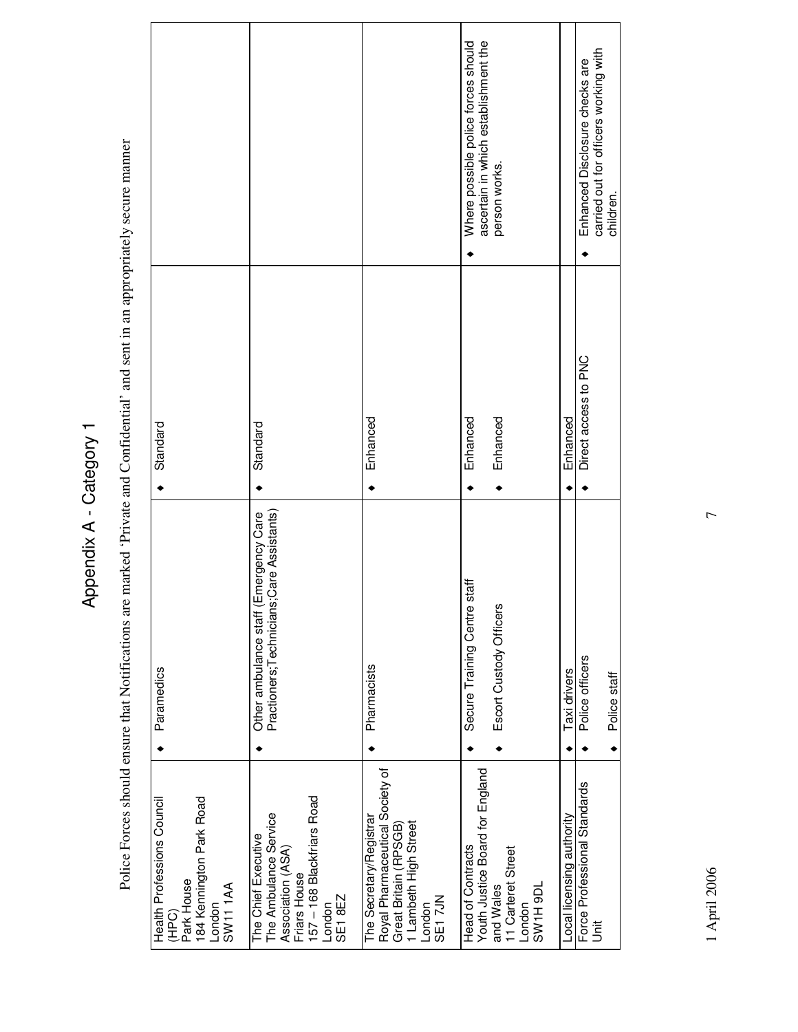# Appendix A - Category 1

Police Forces should ensure that Notifications are marked 'Private and Confidential' and sent in an appropriately secure manner

| | | | |
|---|---|---|---|
| Health Professions Council (HPC)<br>Park House<br>184 Kennington Park Road<br>London<br>SW11 1AA | ◆ Paramedics | ◆ Standard | |
| The Chief Executive<br>The Ambulance Service Association (ASA)<br>Friars House<br>157 – 168 Blackfriars Road<br>London<br>SE1 8EZ | ◆ Other ambulance staff (Emergency Care Practioners;Technicians;Care Assistants) | ◆ Standard | |
| The Secretary/Registrar<br>Royal Pharmaceutical Society of Great Britain (RPSGB)<br>1 Lambeth High Street<br>London<br>SE1 7JN | ◆ Pharmacists | ◆ Enhanced | |
| Head of Contracts<br>Youth Justice Board for England and Wales<br>11 Carteret Street<br>London<br>SW1H 9DL | ◆ Secure Training Centre staff<br>◆ Escort Custody Officers | ◆ Enhanced<br>◆ Enhanced | ◆ Where possible police forces should ascertain in which establishment the person works. |
| Local licensing authority | ◆ Taxi drivers | ◆ Enhanced | |
| Force Professional Standards Unit | ◆ Police officers<br>◆ Police staff | ◆ Direct access to PNC | ◆ Enhanced Disclosure checks are carried out for officers working with children. |

1 April 2006